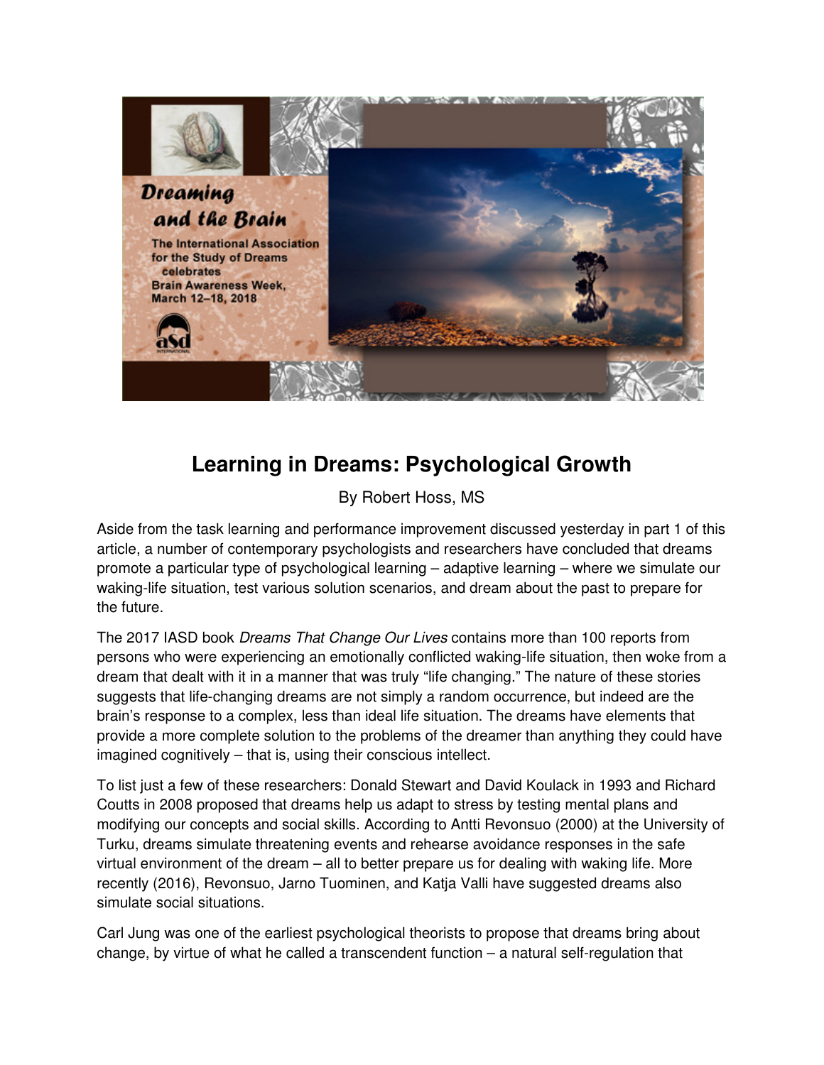# Learning in Dreams: Psychological Growth

By Robert Hoss, MS

Aside from the task learning and performance improvement discussed yesterday in part 1 of this article, a number of contemporary psychologists and researchers have concluded that dreams promote a particular type of psychological learning – adaptive learning – where we simulate our waking-life situation, test various solution scenarios, and dream about the past to prepare for the future.

The 2017 IASD book *Dreams That Change Our Lives* contains more than 100 reports from persons who were experiencing an emotionally conflicted waking-life situation, then woke from a dream that dealt with it in a manner that was truly "life changing." The nature of these stories suggests that life-changing dreams are not simply a random occurrence, but indeed are the brain's response to a complex, less than ideal life situation. The dreams have elements that provide a more complete solution to the problems of the dreamer than anything they could have imagined cognitively – that is, using their conscious intellect.

To list just a few of these researchers: Donald Stewart and David Koulack in 1993 and Richard Coutts in 2008 proposed that dreams help us adapt to stress by testing mental plans and modifying our concepts and social skills. According to Antti Revonsuo (2000) at the University of Turku, dreams simulate threatening events and rehearse avoidance responses in the safe virtual environment of the dream – all to better prepare us for dealing with waking life. More recently (2016), Revonsuo, Jarno Tuominen, and Katja Valli have suggested dreams also simulate social situations.

Carl Jung was one of the earliest psychological theorists to propose that dreams bring about change, by virtue of what he called a transcendent function – a natural self-regulation that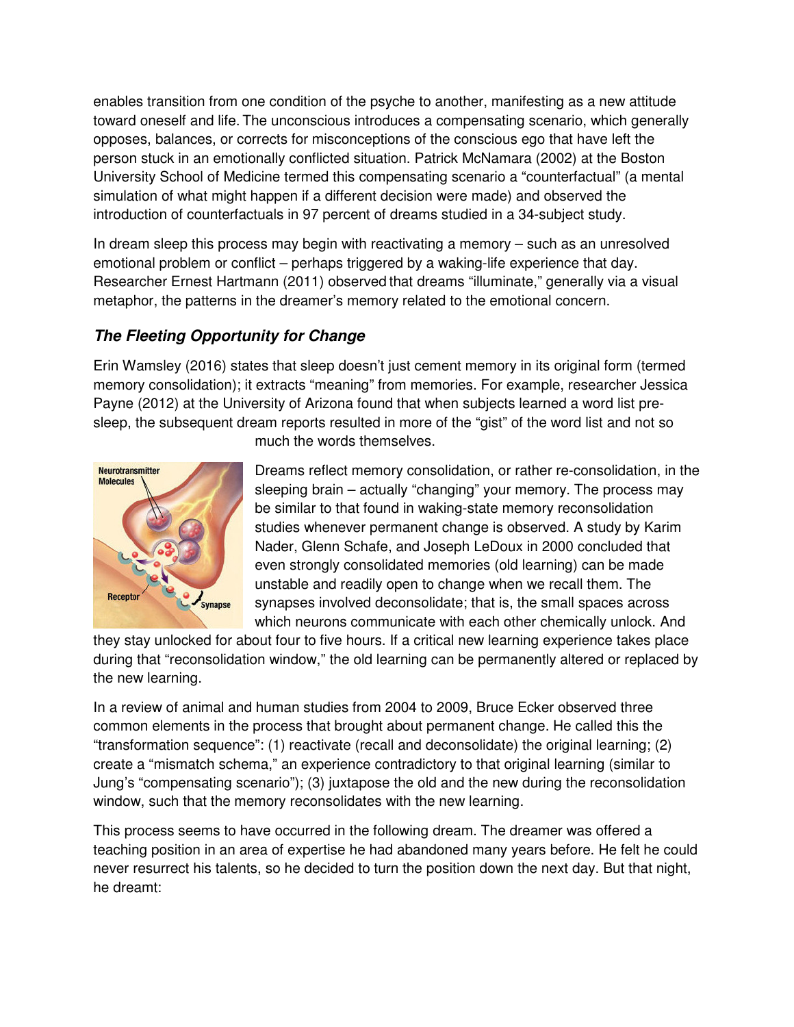enables transition from one condition of the psyche to another, manifesting as a new attitude toward oneself and life. The unconscious introduces a compensating scenario, which generally opposes, balances, or corrects for misconceptions of the conscious ego that have left the person stuck in an emotionally conflicted situation. Patrick McNamara (2002) at the Boston University School of Medicine termed this compensating scenario a "counterfactual" (a mental simulation of what might happen if a different decision were made) and observed the introduction of counterfactuals in 97 percent of dreams studied in a 34-subject study.

In dream sleep this process may begin with reactivating a memory – such as an unresolved emotional problem or conflict – perhaps triggered by a waking-life experience that day. Researcher Ernest Hartmann (2011) observed that dreams "illuminate," generally via a visual metaphor, the patterns in the dreamer's memory related to the emotional concern.

### *The Fleeting Opportunity for Change*

Erin Wamsley (2016) states that sleep doesn't just cement memory in its original form (termed memory consolidation); it extracts "meaning" from memories. For example, researcher Jessica Payne (2012) at the University of Arizona found that when subjects learned a word list pre-sleep, the subsequent dream reports resulted in more of the "gist" of the word list and not so much the words themselves.

Dreams reflect memory consolidation, or rather re-consolidation, in the sleeping brain – actually "changing" your memory. The process may be similar to that found in waking-state memory reconsolidation studies whenever permanent change is observed. A study by Karim Nader, Glenn Schafe, and Joseph LeDoux in 2000 concluded that even strongly consolidated memories (old learning) can be made unstable and readily open to change when we recall them. The synapses involved deconsolidate; that is, the small spaces across which neurons communicate with each other chemically unlock. And they stay unlocked for about four to five hours. If a critical new learning experience takes place during that "reconsolidation window," the old learning can be permanently altered or replaced by the new learning.

In a review of animal and human studies from 2004 to 2009, Bruce Ecker observed three common elements in the process that brought about permanent change. He called this the "transformation sequence": (1) reactivate (recall and deconsolidate) the original learning; (2) create a "mismatch schema," an experience contradictory to that original learning (similar to Jung's "compensating scenario"); (3) juxtapose the old and the new during the reconsolidation window, such that the memory reconsolidates with the new learning.

This process seems to have occurred in the following dream. The dreamer was offered a teaching position in an area of expertise he had abandoned many years before. He felt he could never resurrect his talents, so he decided to turn the position down the next day. But that night, he dreamt: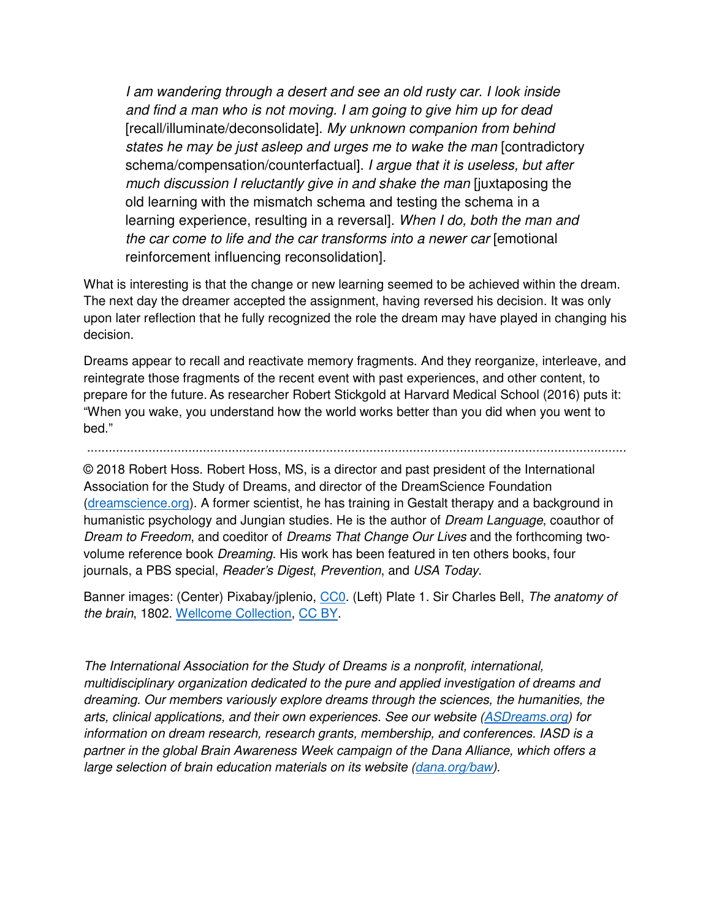> *I am wandering through a desert and see an old rusty car. I look inside and find a man who is not moving. I am going to give him up for dead* [recall/illuminate/deconsolidate]. *My unknown companion from behind states he may be just asleep and urges me to wake the man* [contradictory schema/compensation/counterfactual]. *I argue that it is useless, but after much discussion I reluctantly give in and shake the man* [juxtaposing the old learning with the mismatch schema and testing the schema in a learning experience, resulting in a reversal]. *When I do, both the man and the car come to life and the car transforms into a newer car* [emotional reinforcement influencing reconsolidation].

What is interesting is that the change or new learning seemed to be achieved within the dream. The next day the dreamer accepted the assignment, having reversed his decision. It was only upon later reflection that he fully recognized the role the dream may have played in changing his decision.

Dreams appear to recall and reactivate memory fragments. And they reorganize, interleave, and reintegrate those fragments of the recent event with past experiences, and other content, to prepare for the future. As researcher Robert Stickgold at Harvard Medical School (2016) puts it: "When you wake, you understand how the world works better than you did when you went to bed."

---

© 2018 Robert Hoss. Robert Hoss, MS, is a director and past president of the International Association for the Study of Dreams, and director of the DreamScience Foundation (dreamscience.org). A former scientist, he has training in Gestalt therapy and a background in humanistic psychology and Jungian studies. He is the author of *Dream Language*, coauthor of *Dream to Freedom*, and coeditor of *Dreams That Change Our Lives* and the forthcoming two-volume reference book *Dreaming*. His work has been featured in ten others books, four journals, a PBS special, *Reader's Digest*, *Prevention*, and *USA Today*.

Banner images: (Center) Pixabay/jplenio, CC0. (Left) Plate 1. Sir Charles Bell, *The anatomy of the brain*, 1802. Wellcome Collection, CC BY.

*The International Association for the Study of Dreams is a nonprofit, international, multidisciplinary organization dedicated to the pure and applied investigation of dreams and dreaming. Our members variously explore dreams through the sciences, the humanities, the arts, clinical applications, and their own experiences. See our website (ASDreams.org) for information on dream research, research grants, membership, and conferences. IASD is a partner in the global Brain Awareness Week campaign of the Dana Alliance, which offers a large selection of brain education materials on its website (dana.org/baw).*